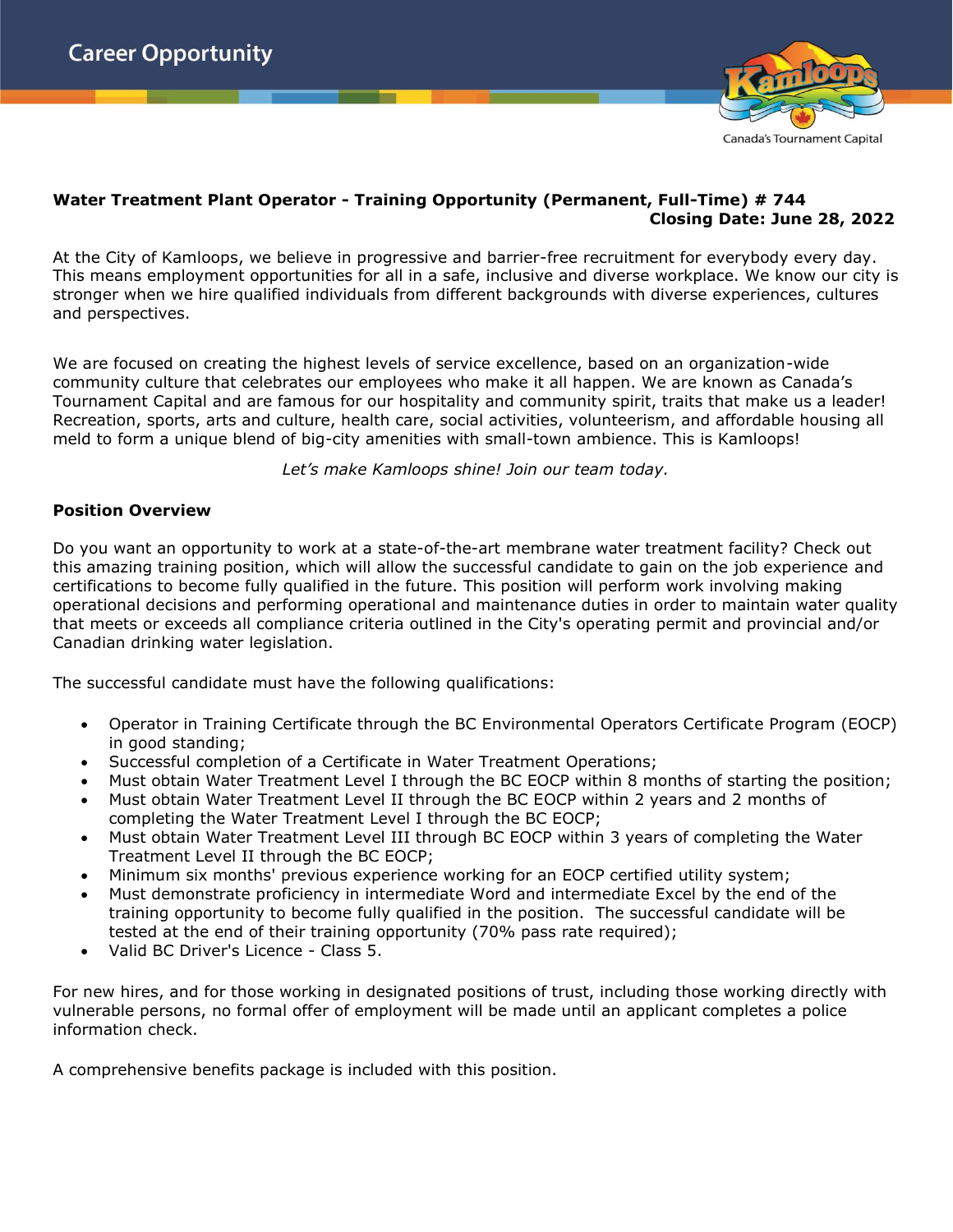Career Opportunity

Canada's Tournament Capital

**Water Treatment Plant Operator - Training Opportunity (Permanent, Full-Time) # 744**
**Closing Date: June 28, 2022**

At the City of Kamloops, we believe in progressive and barrier-free recruitment for everybody every day. This means employment opportunities for all in a safe, inclusive and diverse workplace. We know our city is stronger when we hire qualified individuals from different backgrounds with diverse experiences, cultures and perspectives.

We are focused on creating the highest levels of service excellence, based on an organization-wide community culture that celebrates our employees who make it all happen. We are known as Canada's Tournament Capital and are famous for our hospitality and community spirit, traits that make us a leader! Recreation, sports, arts and culture, health care, social activities, volunteerism, and affordable housing all meld to form a unique blend of big-city amenities with small-town ambience. This is Kamloops!

*Let's make Kamloops shine! Join our team today.*

## Position Overview

Do you want an opportunity to work at a state-of-the-art membrane water treatment facility? Check out this amazing training position, which will allow the successful candidate to gain on the job experience and certifications to become fully qualified in the future. This position will perform work involving making operational decisions and performing operational and maintenance duties in order to maintain water quality that meets or exceeds all compliance criteria outlined in the City's operating permit and provincial and/or Canadian drinking water legislation.

The successful candidate must have the following qualifications:

- Operator in Training Certificate through the BC Environmental Operators Certificate Program (EOCP) in good standing;
- Successful completion of a Certificate in Water Treatment Operations;
- Must obtain Water Treatment Level I through the BC EOCP within 8 months of starting the position;
- Must obtain Water Treatment Level II through the BC EOCP within 2 years and 2 months of completing the Water Treatment Level I through the BC EOCP;
- Must obtain Water Treatment Level III through BC EOCP within 3 years of completing the Water Treatment Level II through the BC EOCP;
- Minimum six months' previous experience working for an EOCP certified utility system;
- Must demonstrate proficiency in intermediate Word and intermediate Excel by the end of the training opportunity to become fully qualified in the position. The successful candidate will be tested at the end of their training opportunity (70% pass rate required);
- Valid BC Driver's Licence - Class 5.

For new hires, and for those working in designated positions of trust, including those working directly with vulnerable persons, no formal offer of employment will be made until an applicant completes a police information check.

A comprehensive benefits package is included with this position.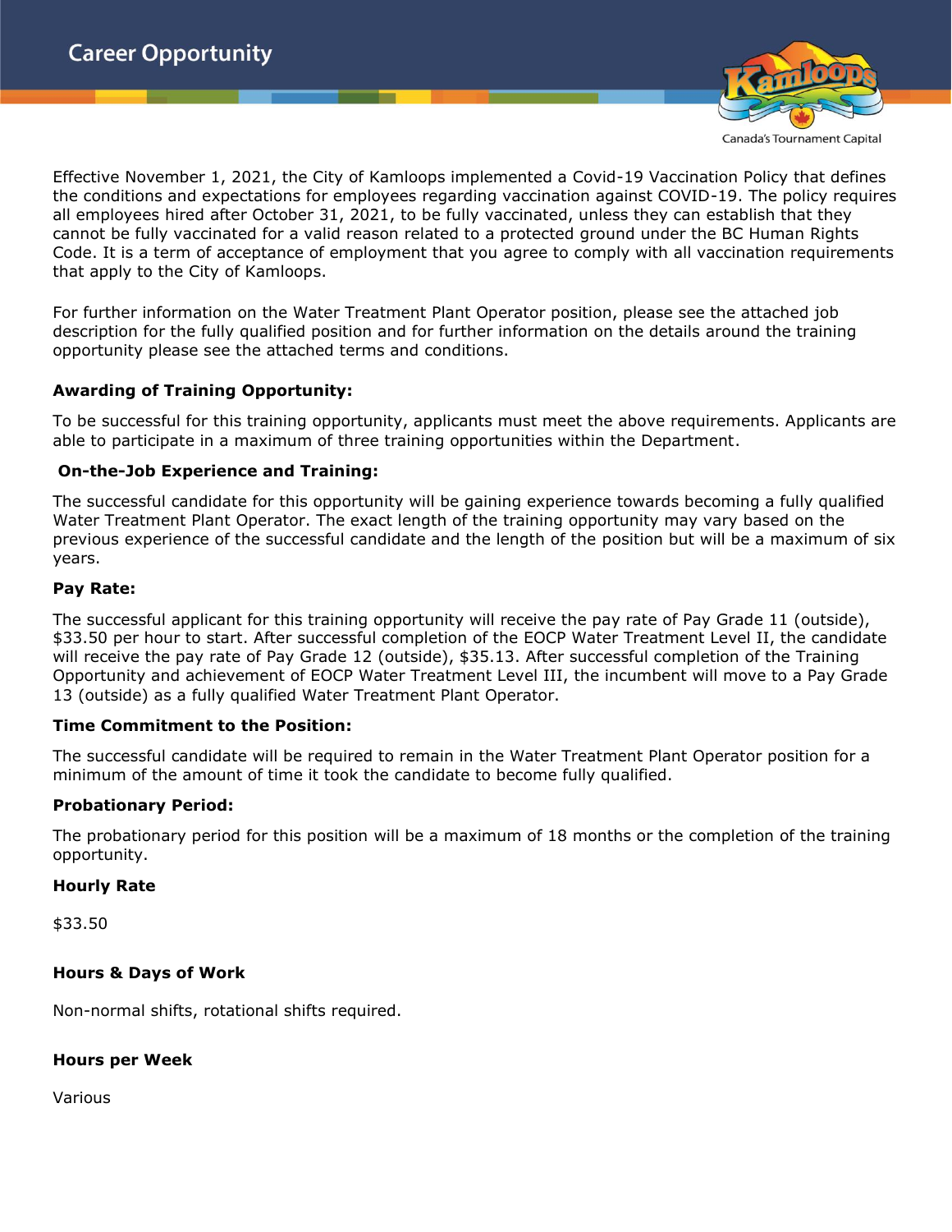Effective November 1, 2021, the City of Kamloops implemented a Covid-19 Vaccination Policy that defines the conditions and expectations for employees regarding vaccination against COVID-19. The policy requires all employees hired after October 31, 2021, to be fully vaccinated, unless they can establish that they cannot be fully vaccinated for a valid reason related to a protected ground under the BC Human Rights Code. It is a term of acceptance of employment that you agree to comply with all vaccination requirements that apply to the City of Kamloops.

For further information on the Water Treatment Plant Operator position, please see the attached job description for the fully qualified position and for further information on the details around the training opportunity please see the attached terms and conditions.

**Awarding of Training Opportunity:**

To be successful for this training opportunity, applicants must meet the above requirements. Applicants are able to participate in a maximum of three training opportunities within the Department.

**On-the-Job Experience and Training:**

The successful candidate for this opportunity will be gaining experience towards becoming a fully qualified Water Treatment Plant Operator. The exact length of the training opportunity may vary based on the previous experience of the successful candidate and the length of the position but will be a maximum of six years.

**Pay Rate:**

The successful applicant for this training opportunity will receive the pay rate of Pay Grade 11 (outside), $33.50 per hour to start. After successful completion of the EOCP Water Treatment Level II, the candidate will receive the pay rate of Pay Grade 12 (outside), $35.13. After successful completion of the Training Opportunity and achievement of EOCP Water Treatment Level III, the incumbent will move to a Pay Grade 13 (outside) as a fully qualified Water Treatment Plant Operator.

**Time Commitment to the Position:**

The successful candidate will be required to remain in the Water Treatment Plant Operator position for a minimum of the amount of time it took the candidate to become fully qualified.

**Probationary Period:**

The probationary period for this position will be a maximum of 18 months or the completion of the training opportunity.

**Hourly Rate**

$33.50

**Hours & Days of Work**

Non-normal shifts, rotational shifts required.

**Hours per Week**

Various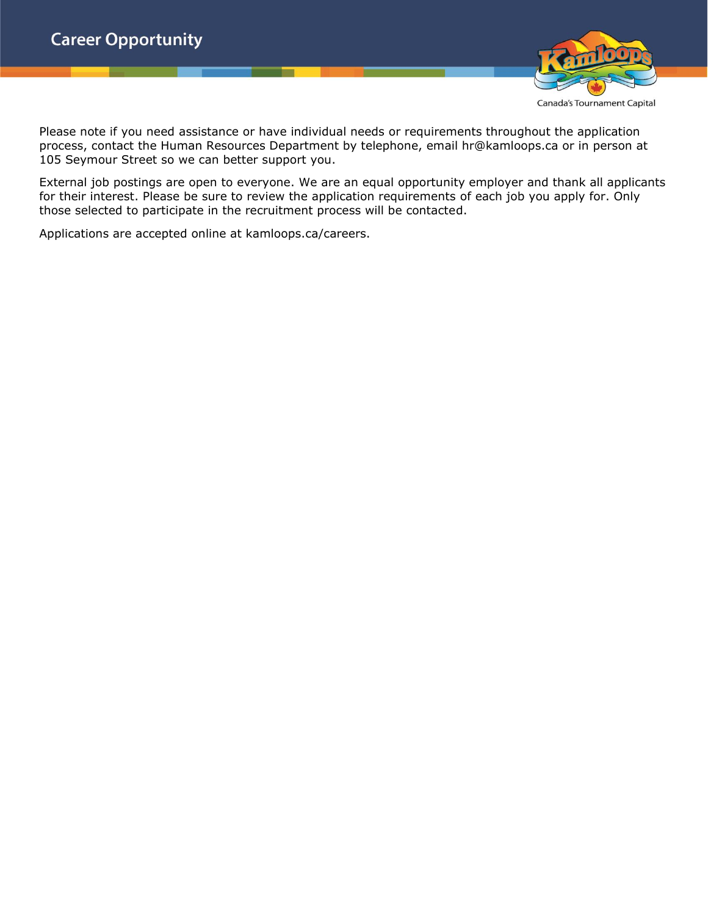Please note if you need assistance or have individual needs or requirements throughout the application process, contact the Human Resources Department by telephone, email hr@kamloops.ca or in person at 105 Seymour Street so we can better support you.

External job postings are open to everyone. We are an equal opportunity employer and thank all applicants for their interest. Please be sure to review the application requirements of each job you apply for. Only those selected to participate in the recruitment process will be contacted.

Applications are accepted online at kamloops.ca/careers.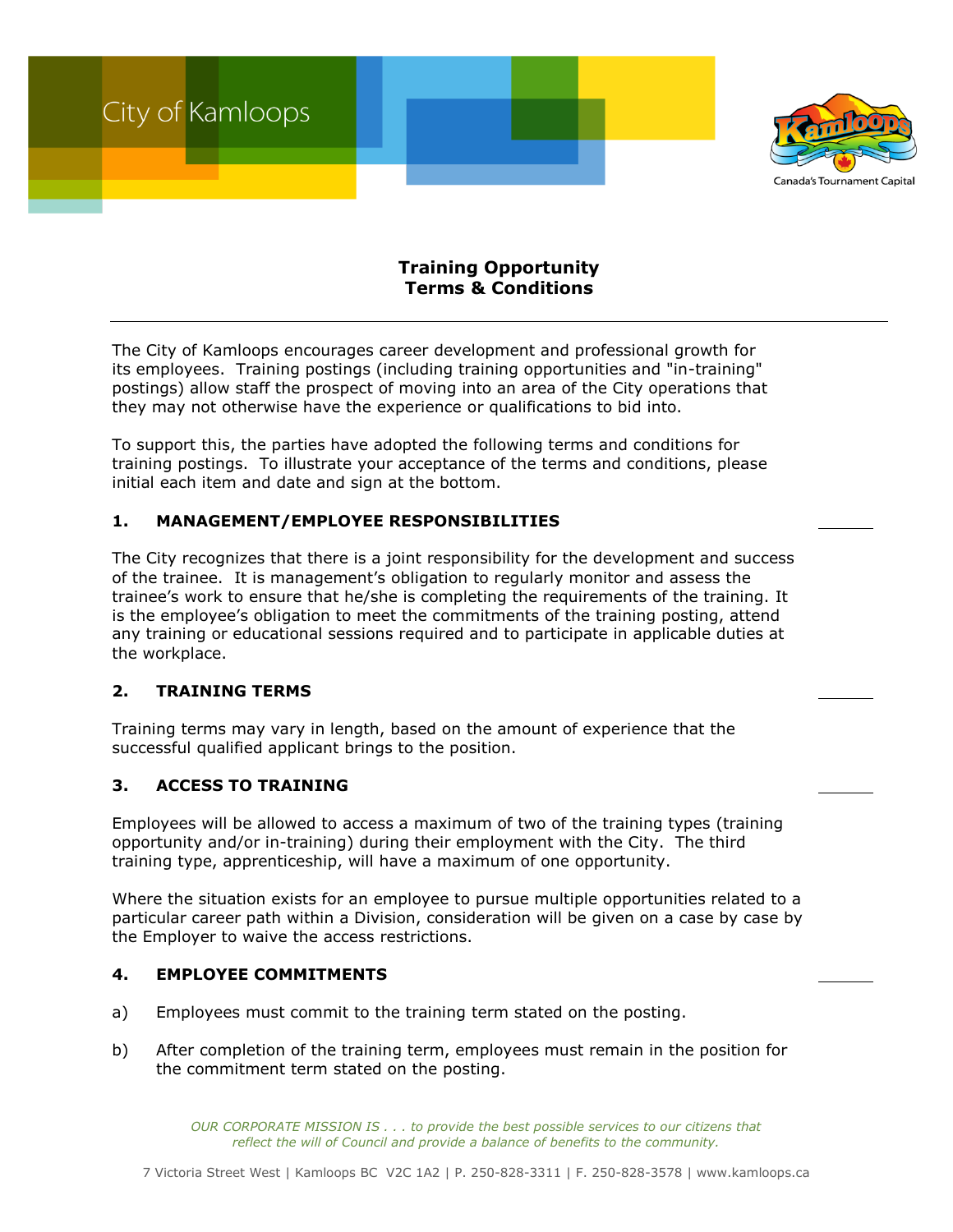City of Kamloops

Canada's Tournament Capital

**Training Opportunity**
**Terms & Conditions**

---

The City of Kamloops encourages career development and professional growth for its employees. Training postings (including training opportunities and "in-training" postings) allow staff the prospect of moving into an area of the City operations that they may not otherwise have the experience or qualifications to bid into.

To support this, the parties have adopted the following terms and conditions for training postings. To illustrate your acceptance of the terms and conditions, please initial each item and date and sign at the bottom.

## 1. MANAGEMENT/EMPLOYEE RESPONSIBILITIES ______

The City recognizes that there is a joint responsibility for the development and success of the trainee. It is management's obligation to regularly monitor and assess the trainee's work to ensure that he/she is completing the requirements of the training. It is the employee's obligation to meet the commitments of the training posting, attend any training or educational sessions required and to participate in applicable duties at the workplace.

## 2. TRAINING TERMS ______

Training terms may vary in length, based on the amount of experience that the successful qualified applicant brings to the position.

## 3. ACCESS TO TRAINING ______

Employees will be allowed to access a maximum of two of the training types (training opportunity and/or in-training) during their employment with the City. The third training type, apprenticeship, will have a maximum of one opportunity.

Where the situation exists for an employee to pursue multiple opportunities related to a particular career path within a Division, consideration will be given on a case by case by the Employer to waive the access restrictions.

## 4. EMPLOYEE COMMITMENTS ______

a) Employees must commit to the training term stated on the posting.

b) After completion of the training term, employees must remain in the position for the commitment term stated on the posting.

*OUR CORPORATE MISSION IS . . . to provide the best possible services to our citizens that reflect the will of Council and provide a balance of benefits to the community.*

7 Victoria Street West | Kamloops BC V2C 1A2 | P. 250-828-3311 | F. 250-828-3578 | www.kamloops.ca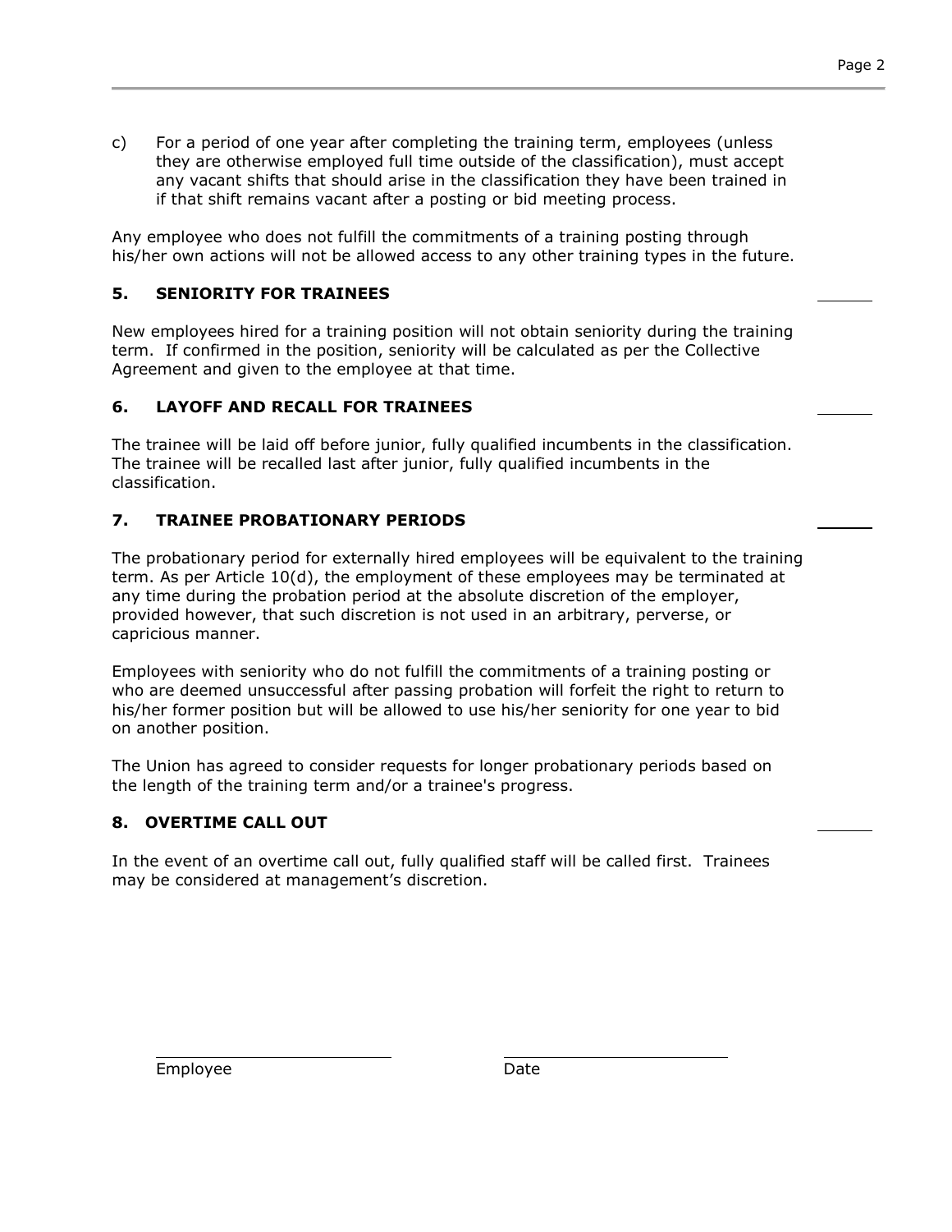c) For a period of one year after completing the training term, employees (unless they are otherwise employed full time outside of the classification), must accept any vacant shifts that should arise in the classification they have been trained in if that shift remains vacant after a posting or bid meeting process.

Any employee who does not fulfill the commitments of a training posting through his/her own actions will not be allowed access to any other training types in the future.

## 5. SENIORITY FOR TRAINEES

New employees hired for a training position will not obtain seniority during the training term. If confirmed in the position, seniority will be calculated as per the Collective Agreement and given to the employee at that time.

## 6. LAYOFF AND RECALL FOR TRAINEES

The trainee will be laid off before junior, fully qualified incumbents in the classification. The trainee will be recalled last after junior, fully qualified incumbents in the classification.

## 7. TRAINEE PROBATIONARY PERIODS

The probationary period for externally hired employees will be equivalent to the training term. As per Article 10(d), the employment of these employees may be terminated at any time during the probation period at the absolute discretion of the employer, provided however, that such discretion is not used in an arbitrary, perverse, or capricious manner.

Employees with seniority who do not fulfill the commitments of a training posting or who are deemed unsuccessful after passing probation will forfeit the right to return to his/her former position but will be allowed to use his/her seniority for one year to bid on another position.

The Union has agreed to consider requests for longer probationary periods based on the length of the training term and/or a trainee's progress.

## 8. OVERTIME CALL OUT

In the event of an overtime call out, fully qualified staff will be called first. Trainees may be considered at management's discretion.

Employee ______________________ Date ______________________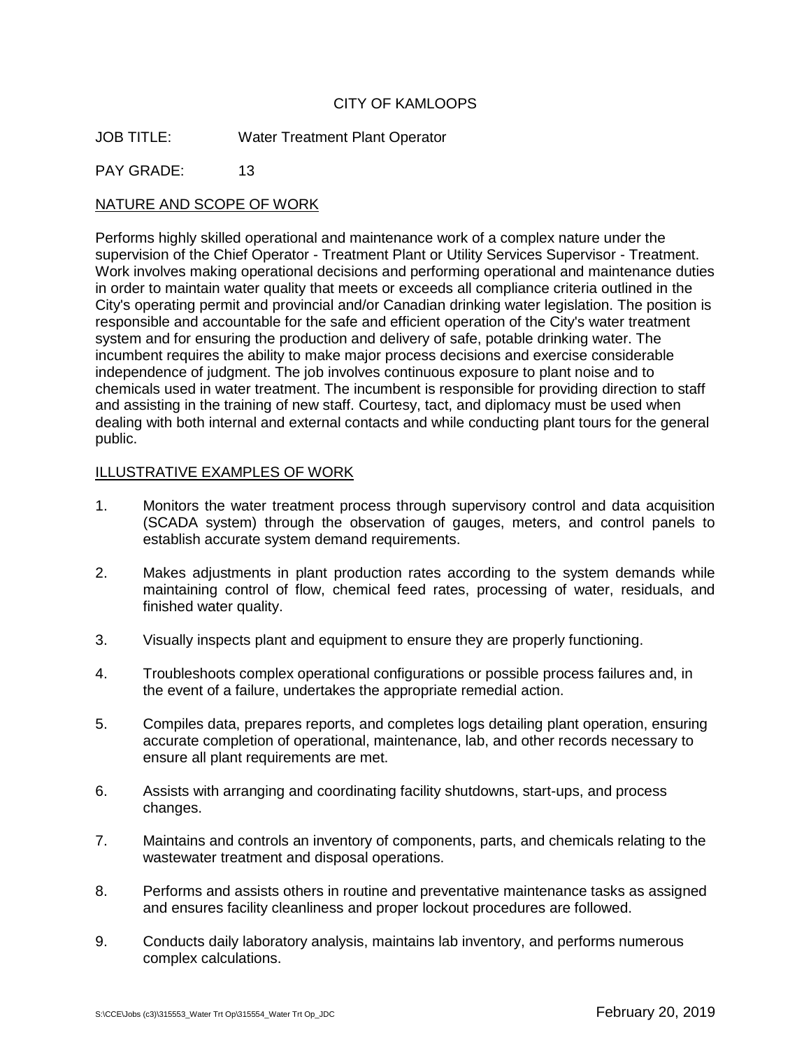CITY OF KAMLOOPS

JOB TITLE: Water Treatment Plant Operator

PAY GRADE: 13

## NATURE AND SCOPE OF WORK

Performs highly skilled operational and maintenance work of a complex nature under the supervision of the Chief Operator - Treatment Plant or Utility Services Supervisor - Treatment. Work involves making operational decisions and performing operational and maintenance duties in order to maintain water quality that meets or exceeds all compliance criteria outlined in the City's operating permit and provincial and/or Canadian drinking water legislation. The position is responsible and accountable for the safe and efficient operation of the City's water treatment system and for ensuring the production and delivery of safe, potable drinking water. The incumbent requires the ability to make major process decisions and exercise considerable independence of judgment. The job involves continuous exposure to plant noise and to chemicals used in water treatment. The incumbent is responsible for providing direction to staff and assisting in the training of new staff. Courtesy, tact, and diplomacy must be used when dealing with both internal and external contacts and while conducting plant tours for the general public.

## ILLUSTRATIVE EXAMPLES OF WORK

1. Monitors the water treatment process through supervisory control and data acquisition (SCADA system) through the observation of gauges, meters, and control panels to establish accurate system demand requirements.
2. Makes adjustments in plant production rates according to the system demands while maintaining control of flow, chemical feed rates, processing of water, residuals, and finished water quality.
3. Visually inspects plant and equipment to ensure they are properly functioning.
4. Troubleshoots complex operational configurations or possible process failures and, in the event of a failure, undertakes the appropriate remedial action.
5. Compiles data, prepares reports, and completes logs detailing plant operation, ensuring accurate completion of operational, maintenance, lab, and other records necessary to ensure all plant requirements are met.
6. Assists with arranging and coordinating facility shutdowns, start-ups, and process changes.
7. Maintains and controls an inventory of components, parts, and chemicals relating to the wastewater treatment and disposal operations.
8. Performs and assists others in routine and preventative maintenance tasks as assigned and ensures facility cleanliness and proper lockout procedures are followed.
9. Conducts daily laboratory analysis, maintains lab inventory, and performs numerous complex calculations.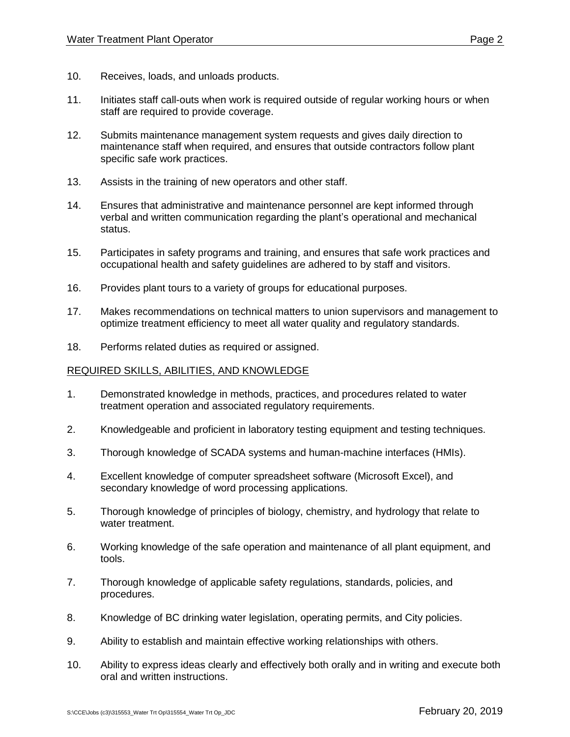10. Receives, loads, and unloads products.

11. Initiates staff call-outs when work is required outside of regular working hours or when staff are required to provide coverage.

12. Submits maintenance management system requests and gives daily direction to maintenance staff when required, and ensures that outside contractors follow plant specific safe work practices.

13. Assists in the training of new operators and other staff.

14. Ensures that administrative and maintenance personnel are kept informed through verbal and written communication regarding the plant's operational and mechanical status.

15. Participates in safety programs and training, and ensures that safe work practices and occupational health and safety guidelines are adhered to by staff and visitors.

16. Provides plant tours to a variety of groups for educational purposes.

17. Makes recommendations on technical matters to union supervisors and management to optimize treatment efficiency to meet all water quality and regulatory standards.

18. Performs related duties as required or assigned.

## REQUIRED SKILLS, ABILITIES, AND KNOWLEDGE

1. Demonstrated knowledge in methods, practices, and procedures related to water treatment operation and associated regulatory requirements.

2. Knowledgeable and proficient in laboratory testing equipment and testing techniques.

3. Thorough knowledge of SCADA systems and human-machine interfaces (HMIs).

4. Excellent knowledge of computer spreadsheet software (Microsoft Excel), and secondary knowledge of word processing applications.

5. Thorough knowledge of principles of biology, chemistry, and hydrology that relate to water treatment.

6. Working knowledge of the safe operation and maintenance of all plant equipment, and tools.

7. Thorough knowledge of applicable safety regulations, standards, policies, and procedures.

8. Knowledge of BC drinking water legislation, operating permits, and City policies.

9. Ability to establish and maintain effective working relationships with others.

10. Ability to express ideas clearly and effectively both orally and in writing and execute both oral and written instructions.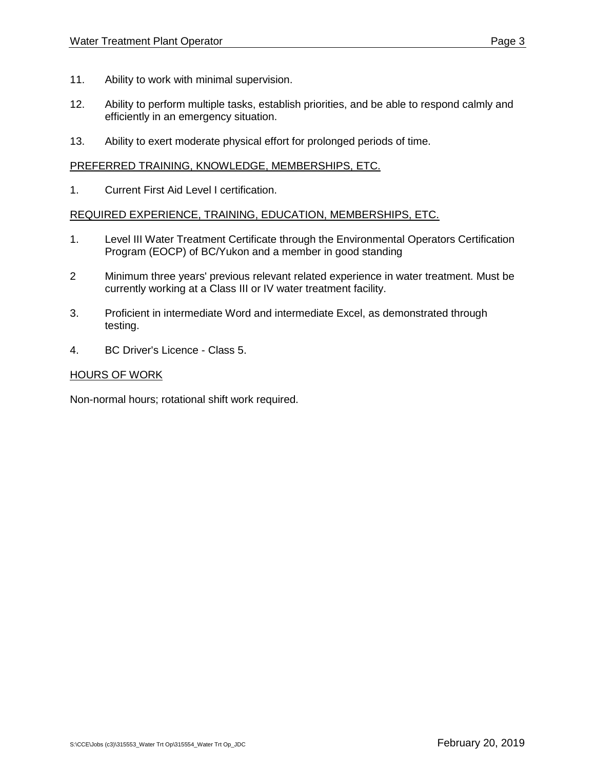11. Ability to work with minimal supervision.

12. Ability to perform multiple tasks, establish priorities, and be able to respond calmly and efficiently in an emergency situation.

13. Ability to exert moderate physical effort for prolonged periods of time.

PREFERRED TRAINING, KNOWLEDGE, MEMBERSHIPS, ETC.

1. Current First Aid Level I certification.

REQUIRED EXPERIENCE, TRAINING, EDUCATION, MEMBERSHIPS, ETC.

1. Level III Water Treatment Certificate through the Environmental Operators Certification Program (EOCP) of BC/Yukon and a member in good standing

2 Minimum three years' previous relevant related experience in water treatment. Must be currently working at a Class III or IV water treatment facility.

3. Proficient in intermediate Word and intermediate Excel, as demonstrated through testing.

4. BC Driver's Licence - Class 5.

HOURS OF WORK

Non-normal hours; rotational shift work required.

S:\CCE\Jobs (c3)\315553_Water Trt Op\315554_Water Trt Op_JDC

February 20, 2019